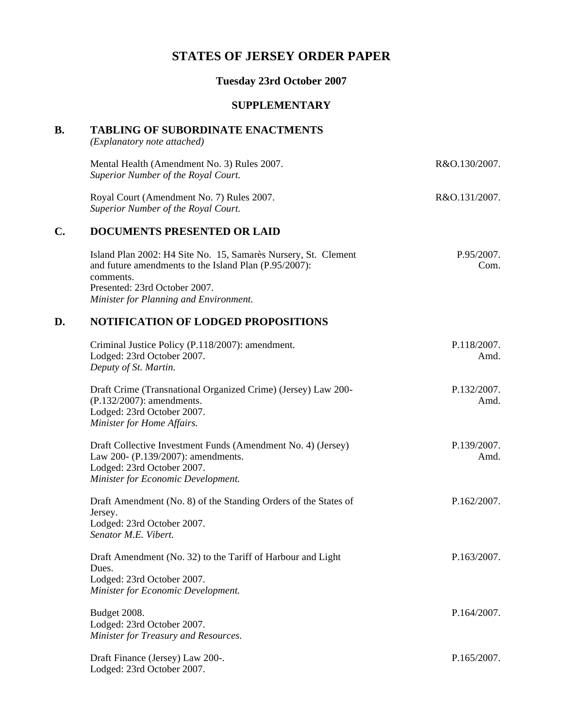# STATES OF JERSEY ORDER PAPER

## Tuesday 23rd October 2007

### SUPPLEMENTARY

## B. TABLING OF SUBORDINATE ENACTMENTS

*(Explanatory note attached)*

Mental Health (Amendment No. 3) Rules 2007. — R&O.130/2007.
*Superior Number of the Royal Court.*

Royal Court (Amendment No. 7) Rules 2007. — R&O.131/2007.
*Superior Number of the Royal Court.*

## C. DOCUMENTS PRESENTED OR LAID

Island Plan 2002: H4 Site No. 15, Samarès Nursery, St. Clement and future amendments to the Island Plan (P.95/2007): comments. — P.95/2007. Com.
Presented: 23rd October 2007.
*Minister for Planning and Environment.*

## D. NOTIFICATION OF LODGED PROPOSITIONS

Criminal Justice Policy (P.118/2007): amendment. — P.118/2007. Amd.
Lodged: 23rd October 2007.
*Deputy of St. Martin.*

Draft Crime (Transnational Organized Crime) (Jersey) Law 200- (P.132/2007): amendments. — P.132/2007. Amd.
Lodged: 23rd October 2007.
*Minister for Home Affairs.*

Draft Collective Investment Funds (Amendment No. 4) (Jersey) Law 200- (P.139/2007): amendments. — P.139/2007. Amd.
Lodged: 23rd October 2007.
*Minister for Economic Development.*

Draft Amendment (No. 8) of the Standing Orders of the States of Jersey. — P.162/2007.
Lodged: 23rd October 2007.
*Senator M.E. Vibert.*

Draft Amendment (No. 32) to the Tariff of Harbour and Light Dues. — P.163/2007.
Lodged: 23rd October 2007.
*Minister for Economic Development.*

Budget 2008. — P.164/2007.
Lodged: 23rd October 2007.
*Minister for Treasury and Resources.*

Draft Finance (Jersey) Law 200-. — P.165/2007.
Lodged: 23rd October 2007.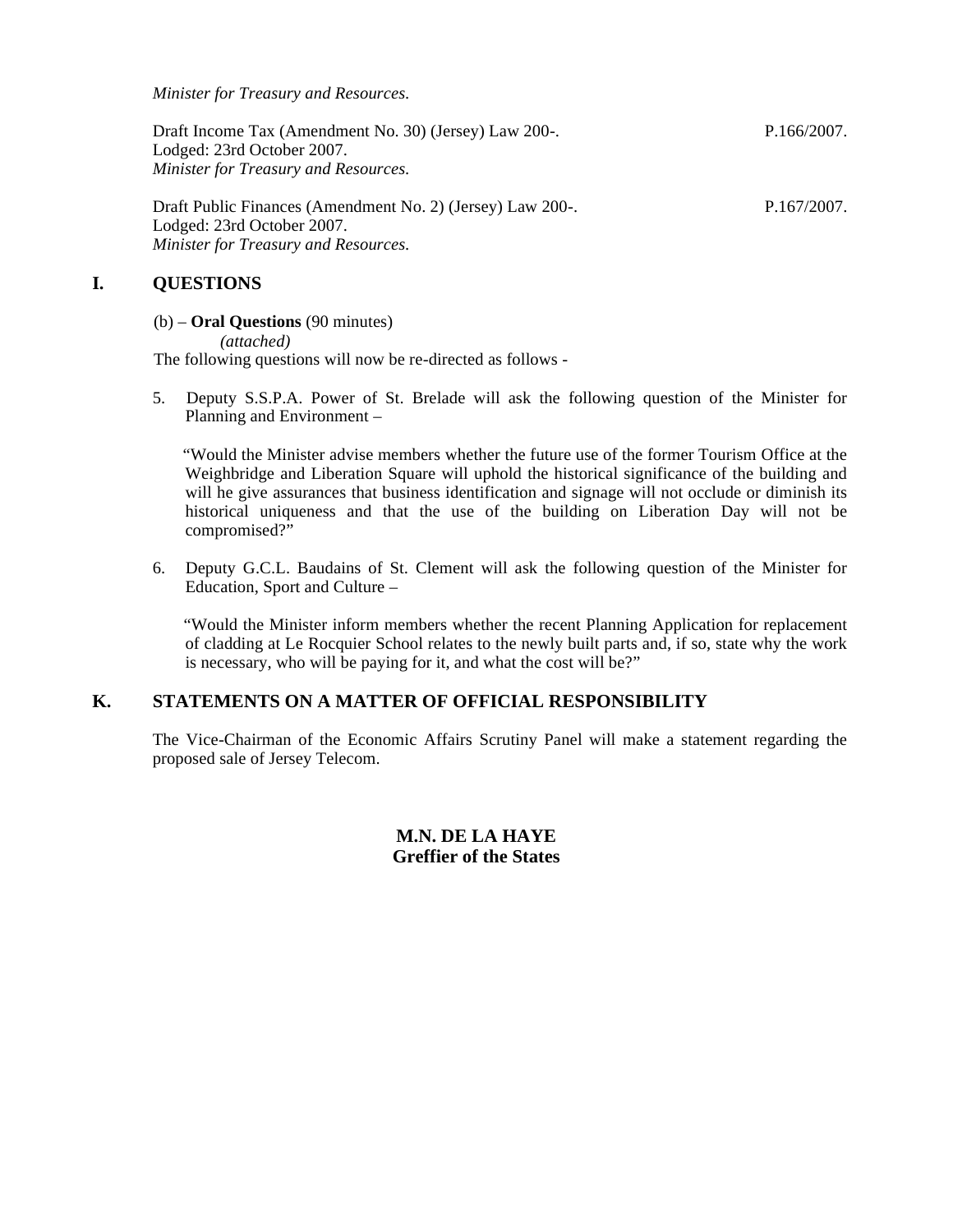*Minister for Treasury and Resources.*

Draft Income Tax (Amendment No. 30) (Jersey) Law 200-. P.166/2007.
Lodged: 23rd October 2007.
*Minister for Treasury and Resources.*

Draft Public Finances (Amendment No. 2) (Jersey) Law 200-. P.167/2007.
Lodged: 23rd October 2007.
*Minister for Treasury and Resources.*

## I. QUESTIONS

(b) – **Oral Questions** (90 minutes)
*(attached)*
The following questions will now be re-directed as follows -

5. Deputy S.S.P.A. Power of St. Brelade will ask the following question of the Minister for Planning and Environment –

   "Would the Minister advise members whether the future use of the former Tourism Office at the Weighbridge and Liberation Square will uphold the historical significance of the building and will he give assurances that business identification and signage will not occlude or diminish its historical uniqueness and that the use of the building on Liberation Day will not be compromised?"

6. Deputy G.C.L. Baudains of St. Clement will ask the following question of the Minister for Education, Sport and Culture –

   "Would the Minister inform members whether the recent Planning Application for replacement of cladding at Le Rocquier School relates to the newly built parts and, if so, state why the work is necessary, who will be paying for it, and what the cost will be?"

## K. STATEMENTS ON A MATTER OF OFFICIAL RESPONSIBILITY

The Vice-Chairman of the Economic Affairs Scrutiny Panel will make a statement regarding the proposed sale of Jersey Telecom.

**M.N. DE LA HAYE**
**Greffier of the States**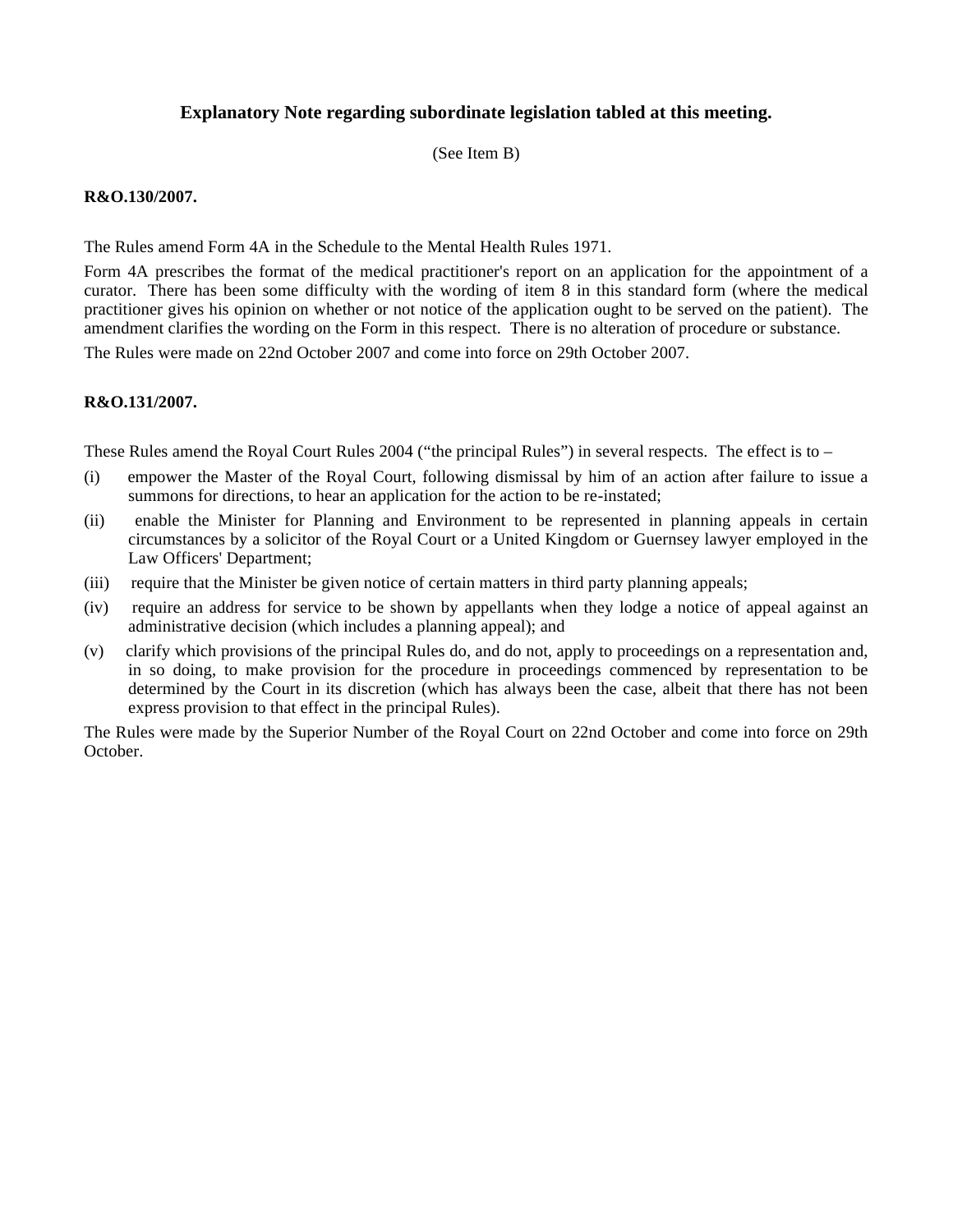## Explanatory Note regarding subordinate legislation tabled at this meeting.

(See Item B)

**R&O.130/2007.**

The Rules amend Form 4A in the Schedule to the Mental Health Rules 1971.

Form 4A prescribes the format of the medical practitioner's report on an application for the appointment of a curator. There has been some difficulty with the wording of item 8 in this standard form (where the medical practitioner gives his opinion on whether or not notice of the application ought to be served on the patient). The amendment clarifies the wording on the Form in this respect. There is no alteration of procedure or substance.

The Rules were made on 22nd October 2007 and come into force on 29th October 2007.

**R&O.131/2007.**

These Rules amend the Royal Court Rules 2004 ("the principal Rules") in several respects. The effect is to –

(i) empower the Master of the Royal Court, following dismissal by him of an action after failure to issue a summons for directions, to hear an application for the action to be re-instated;

(ii) enable the Minister for Planning and Environment to be represented in planning appeals in certain circumstances by a solicitor of the Royal Court or a United Kingdom or Guernsey lawyer employed in the Law Officers' Department;

(iii) require that the Minister be given notice of certain matters in third party planning appeals;

(iv) require an address for service to be shown by appellants when they lodge a notice of appeal against an administrative decision (which includes a planning appeal); and

(v) clarify which provisions of the principal Rules do, and do not, apply to proceedings on a representation and, in so doing, to make provision for the procedure in proceedings commenced by representation to be determined by the Court in its discretion (which has always been the case, albeit that there has not been express provision to that effect in the principal Rules).

The Rules were made by the Superior Number of the Royal Court on 22nd October and come into force on 29th October.